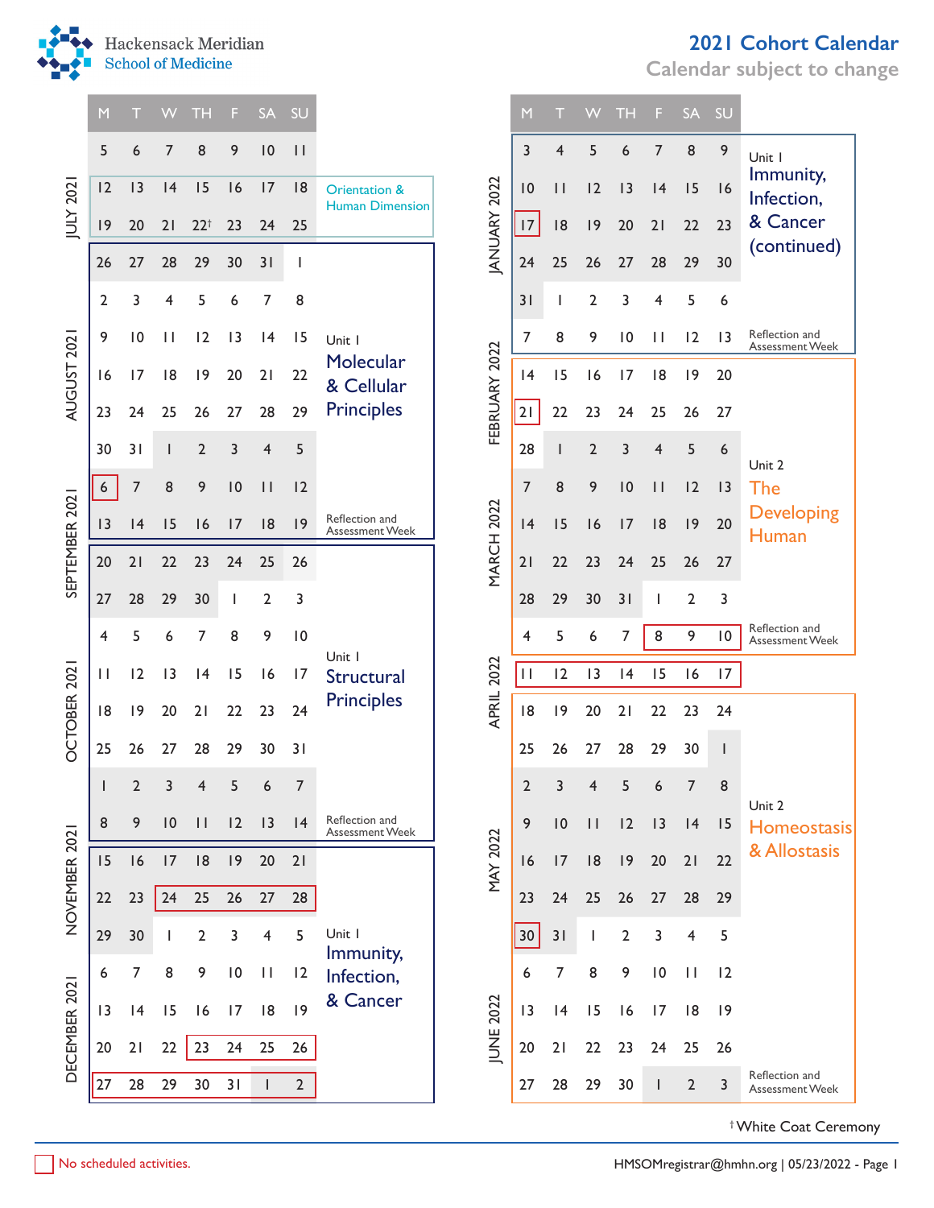# Hackensack Meridian School of Medicine

## 2021 Cohort Calendar

Calendar subject to change

| Month | M | T | W | TH | F | SA | SU | Unit |
|---|---|---|---|---|---|---|---|---|
| JULY 2021 | 5 | 6 | 7 | 8 | 9 | 10 | 11 | |
| | 12 | 13 | 14 | 15 | 16 | 17 | 18 | Orientation & Human Dimension |
| | 19 | 20 | 21 | 22† | 23 | 24 | 25 | |
| | 26 | 27 | 28 | 29 | 30 | 31 | 1 | Unit 1 Molecular & Cellular Principles |
| AUGUST 2021 | 2 | 3 | 4 | 5 | 6 | 7 | 8 | |
| | 9 | 10 | 11 | 12 | 13 | 14 | 15 | |
| | 16 | 17 | 18 | 19 | 20 | 21 | 22 | |
| | 23 | 24 | 25 | 26 | 27 | 28 | 29 | |
| | 30 | 31 | 1 | 2 | 3 | 4 | 5 | |
| SEPTEMBER 2021 | 6 | 7 | 8 | 9 | 10 | 11 | 12 | |
| | 13 | 14 | 15 | 16 | 17 | 18 | 19 | Reflection and Assessment Week |
| | 20 | 21 | 22 | 23 | 24 | 25 | 26 | Unit 1 Structural Principles |
| | 27 | 28 | 29 | 30 | 1 | 2 | 3 | |
| OCTOBER 2021 | 4 | 5 | 6 | 7 | 8 | 9 | 10 | |
| | 11 | 12 | 13 | 14 | 15 | 16 | 17 | |
| | 18 | 19 | 20 | 21 | 22 | 23 | 24 | |
| | 25 | 26 | 27 | 28 | 29 | 30 | 31 | |
| NOVEMBER 2021 | 1 | 2 | 3 | 4 | 5 | 6 | 7 | |
| | 8 | 9 | 10 | 11 | 12 | 13 | 14 | Reflection and Assessment Week |
| | 15 | 16 | 17 | 18 | 19 | 20 | 21 | Unit 1 Immunity, Infection, & Cancer |
| | 22 | 23 | 24 | 25 | 26 | 27 | 28 | |
| | 29 | 30 | 1 | 2 | 3 | 4 | 5 | |
| DECEMBER 2021 | 6 | 7 | 8 | 9 | 10 | 11 | 12 | |
| | 13 | 14 | 15 | 16 | 17 | 18 | 19 | |
| | 20 | 21 | 22 | 23 | 24 | 25 | 26 | |
| | 27 | 28 | 29 | 30 | 31 | 1 | 2 | |
| JANUARY 2022 | 3 | 4 | 5 | 6 | 7 | 8 | 9 | Unit 1 Immunity, Infection, & Cancer (continued) |
| | 10 | 11 | 12 | 13 | 14 | 15 | 16 | |
| | 17 | 18 | 19 | 20 | 21 | 22 | 23 | |
| | 24 | 25 | 26 | 27 | 28 | 29 | 30 | |
| | 31 | 1 | 2 | 3 | 4 | 5 | 6 | |
| FEBRUARY 2022 | 7 | 8 | 9 | 10 | 11 | 12 | 13 | Reflection and Assessment Week |
| | 14 | 15 | 16 | 17 | 18 | 19 | 20 | Unit 2 The Developing Human |
| | 21 | 22 | 23 | 24 | 25 | 26 | 27 | |
| | 28 | 1 | 2 | 3 | 4 | 5 | 6 | |
| MARCH 2022 | 7 | 8 | 9 | 10 | 11 | 12 | 13 | |
| | 14 | 15 | 16 | 17 | 18 | 19 | 20 | |
| | 21 | 22 | 23 | 24 | 25 | 26 | 27 | |
| | 28 | 29 | 30 | 31 | 1 | 2 | 3 | |
| APRIL 2022 | 4 | 5 | 6 | 7 | 8 | 9 | 10 | Reflection and Assessment Week |
| | 11 | 12 | 13 | 14 | 15 | 16 | 17 | |
| | 18 | 19 | 20 | 21 | 22 | 23 | 24 | Unit 2 Homeostasis & Allostasis |
| | 25 | 26 | 27 | 28 | 29 | 30 | 1 | |
| MAY 2022 | 2 | 3 | 4 | 5 | 6 | 7 | 8 | |
| | 9 | 10 | 11 | 12 | 13 | 14 | 15 | |
| | 16 | 17 | 18 | 19 | 20 | 21 | 22 | |
| | 23 | 24 | 25 | 26 | 27 | 28 | 29 | |
| | 30 | 31 | 1 | 2 | 3 | 4 | 5 | |
| JUNE 2022 | 6 | 7 | 8 | 9 | 10 | 11 | 12 | |
| | 13 | 14 | 15 | 16 | 17 | 18 | 19 | |
| | 20 | 21 | 22 | 23 | 24 | 25 | 26 | |
| | 27 | 28 | 29 | 30 | 1 | 2 | 3 | Reflection and Assessment Week |

No scheduled activities: September 6, 2021; November 24–28, 2021; December 23–26, 2021; December 27, 2021 – January 2, 2022; January 17, 2022; February 21, 2022; April 8–10, 2022; April 11–17, 2022; May 30, 2022.

† White Coat Ceremony

HMSOMregistrar@hmhn.org | 05/23/2022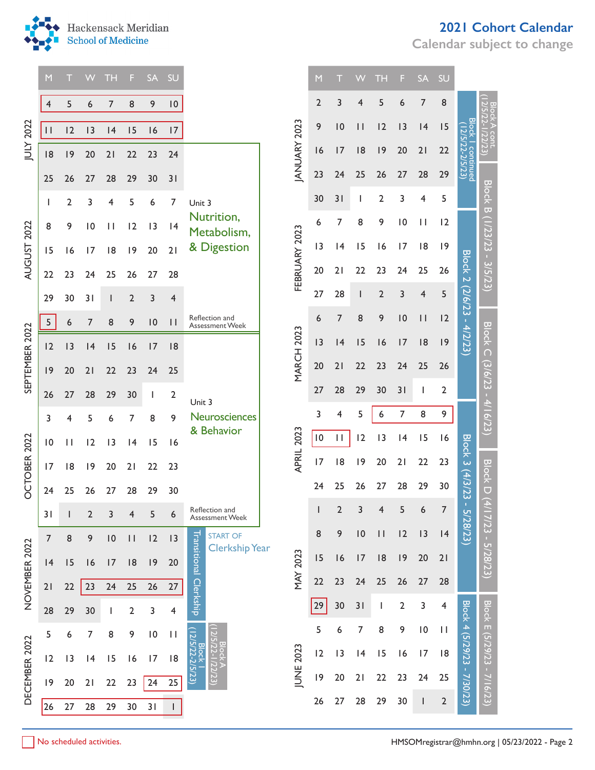# 2021 Cohort Calendar

Calendar subject to change

Hackensack Meridian School of Medicine

## July 2022 – December 2022

| Month | M | T | W | TH | F | SA | SU | Notes |
|---|---|---|---|---|---|---|---|---|
| JULY 2022 | 4 | 5 | 6 | 7 | 8 | 9 | 10 | No scheduled activities (entire week) |
| | 11 | 12 | 13 | 14 | 15 | 16 | 17 | No scheduled activities (entire week) |
| | 18 | 19 | 20 | 21 | 22 | 23 | 24 | Unit 3 Nutrition, Metabolism, & Digestion |
| | 25 | 26 | 27 | 28 | 29 | 30 | 31 | |
| AUGUST 2022 | 1 | 2 | 3 | 4 | 5 | 6 | 7 | |
| | 8 | 9 | 10 | 11 | 12 | 13 | 14 | |
| | 15 | 16 | 17 | 18 | 19 | 20 | 21 | |
| | 22 | 23 | 24 | 25 | 26 | 27 | 28 | |
| | 29 | 30 | 31 | 1 | 2 | 3 | 4 | |
| SEPTEMBER 2022 | 5 | 6 | 7 | 8 | 9 | 10 | 11 | Reflection and Assessment Week (5: No scheduled activities) |
| | 12 | 13 | 14 | 15 | 16 | 17 | 18 | Unit 3 Neurosciences & Behavior |
| | 19 | 20 | 21 | 22 | 23 | 24 | 25 | |
| | 26 | 27 | 28 | 29 | 30 | 1 | 2 | |
| OCTOBER 2022 | 3 | 4 | 5 | 6 | 7 | 8 | 9 | |
| | 10 | 11 | 12 | 13 | 14 | 15 | 16 | |
| | 17 | 18 | 19 | 20 | 21 | 22 | 23 | |
| | 24 | 25 | 26 | 27 | 28 | 29 | 30 | |
| | 31 | 1 | 2 | 3 | 4 | 5 | 6 | Reflection and Assessment Week |
| NOVEMBER 2022 | 7 | 8 | 9 | 10 | 11 | 12 | 13 | START OF Clerkship Year; Transitional Clerkship |
| | 14 | 15 | 16 | 17 | 18 | 19 | 20 | Transitional Clerkship |
| | 21 | 22 | 23 | 24 | 25 | 26 | 27 | Transitional Clerkship (23–27: No scheduled activities) |
| | 28 | 29 | 30 | 1 | 2 | 3 | 4 | Transitional Clerkship |
| DECEMBER 2022 | 5 | 6 | 7 | 8 | 9 | 10 | 11 | Block 1 (12/5/22-2/5/23); Block A (12/5/22-1/22/23) |
| | 12 | 13 | 14 | 15 | 16 | 17 | 18 | |
| | 19 | 20 | 21 | 22 | 23 | 24 | 25 | (24–25: No scheduled activities) |
| | 26 | 27 | 28 | 29 | 30 | 31 | 1 | No scheduled activities (entire week) |

## January 2023 – June 2023

| Month | M | T | W | TH | F | SA | SU | Block | Block |
|---|---|---|---|---|---|---|---|---|---|
| JANUARY 2023 | 2 | 3 | 4 | 5 | 6 | 7 | 8 | Block 1 continued (12/5/22-2/5/23) | Block A cont. (12/5/22-1/22/23) |
| | 9 | 10 | 11 | 12 | 13 | 14 | 15 | | |
| | 16 | 17 | 18 | 19 | 20 | 21 | 22 | | |
| | 23 | 24 | 25 | 26 | 27 | 28 | 29 | | Block B (1/23/23 - 3/5/23) |
| | 30 | 31 | 1 | 2 | 3 | 4 | 5 | | |
| FEBRUARY 2023 | 6 | 7 | 8 | 9 | 10 | 11 | 12 | Block 2 (2/6/23 - 4/2/23) | |
| | 13 | 14 | 15 | 16 | 17 | 18 | 19 | | |
| | 20 | 21 | 22 | 23 | 24 | 25 | 26 | | |
| | 27 | 28 | 1 | 2 | 3 | 4 | 5 | | |
| MARCH 2023 | 6 | 7 | 8 | 9 | 10 | 11 | 12 | | Block C (3/6/23 - 4/16/23) |
| | 13 | 14 | 15 | 16 | 17 | 18 | 19 | | |
| | 20 | 21 | 22 | 23 | 24 | 25 | 26 | | |
| | 27 | 28 | 29 | 30 | 31 | 1 | 2 | | |
| APRIL 2023 | 3 | 4 | 5 | 6 | 7 | 8 | 9 | Block 3 (4/3/23 - 5/28/23) | |
| | 10 | 11 | 12 | 13 | 14 | 15 | 16 | | |
| | 17 | 18 | 19 | 20 | 21 | 22 | 23 | | Block D (4/17/23 - 5/28/23) |
| | 24 | 25 | 26 | 27 | 28 | 29 | 30 | | |
| MAY 2023 | 1 | 2 | 3 | 4 | 5 | 6 | 7 | | |
| | 8 | 9 | 10 | 11 | 12 | 13 | 14 | | |
| | 15 | 16 | 17 | 18 | 19 | 20 | 21 | | |
| | 22 | 23 | 24 | 25 | 26 | 27 | 28 | | |
| | 29 | 30 | 31 | 1 | 2 | 3 | 4 | Block 4 (5/29/23 - 7/30/23) | Block E (5/29/23 - 7/16/23) |
| JUNE 2023 | 5 | 6 | 7 | 8 | 9 | 10 | 11 | | |
| | 12 | 13 | 14 | 15 | 16 | 17 | 18 | | |
| | 19 | 20 | 21 | 22 | 23 | 24 | 25 | | |
| | 26 | 27 | 28 | 29 | 30 | 1 | 2 | | |

No scheduled activities (red outline) in 2023: April 6–9, April 10–11, May 29.

No scheduled activities.

HMSOMregistrar@hmhn.org | 05/23/2022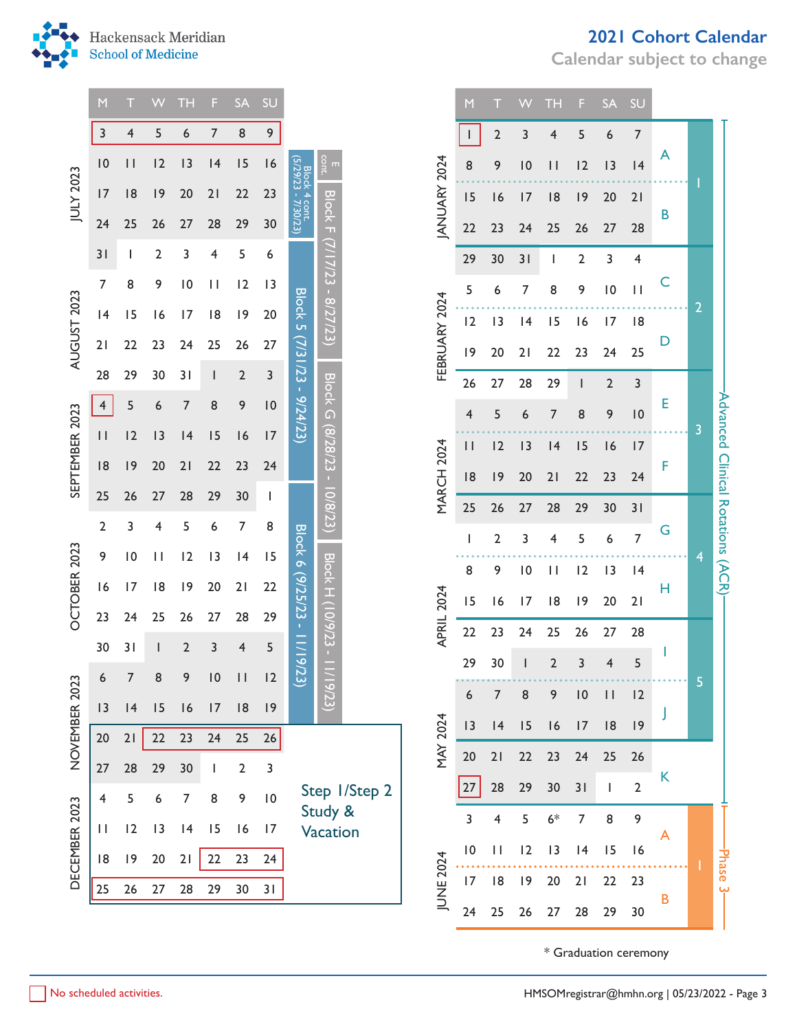Hackensack Meridian School of Medicine

# 2021 Cohort Calendar

Calendar subject to change

| Month | M | T | W | TH | F | SA | SU | Block | Block |
|---|---|---|---|---|---|---|---|---|---|
| JULY 2023 | 3 | 4 | 5 | 6 | 7 | 8 | 9 | | |
| | 10 | 11 | 12 | 13 | 14 | 15 | 16 | Block 4 cont. (5/29/23 - 7/30/23) | E cont. |
| | 17 | 18 | 19 | 20 | 21 | 22 | 23 | | Block F (7/17/23 - 8/27/23) |
| | 24 | 25 | 26 | 27 | 28 | 29 | 30 | | |
| AUGUST 2023 | 31 | 1 | 2 | 3 | 4 | 5 | 6 | Block 5 (7/31/23 - 9/24/23) | |
| | 7 | 8 | 9 | 10 | 11 | 12 | 13 | | |
| | 14 | 15 | 16 | 17 | 18 | 19 | 20 | | |
| | 21 | 22 | 23 | 24 | 25 | 26 | 27 | | |
| SEPTEMBER 2023 | 28 | 29 | 30 | 31 | 1 | 2 | 3 | | Block G (8/28/23 - 10/8/23) |
| | 4 | 5 | 6 | 7 | 8 | 9 | 10 | | |
| | 11 | 12 | 13 | 14 | 15 | 16 | 17 | | |
| | 18 | 19 | 20 | 21 | 22 | 23 | 24 | | |
| OCTOBER 2023 | 25 | 26 | 27 | 28 | 29 | 30 | 1 | Block 6 (9/25/23 - 11/19/23) | |
| | 2 | 3 | 4 | 5 | 6 | 7 | 8 | | |
| | 9 | 10 | 11 | 12 | 13 | 14 | 15 | | Block H (10/9/23 - 11/19/23) |
| | 16 | 17 | 18 | 19 | 20 | 21 | 22 | | |
| | 23 | 24 | 25 | 26 | 27 | 28 | 29 | | |
| NOVEMBER 2023 | 30 | 31 | 1 | 2 | 3 | 4 | 5 | | |
| | 6 | 7 | 8 | 9 | 10 | 11 | 12 | | |
| | 13 | 14 | 15 | 16 | 17 | 18 | 19 | | |
| | 20 | 21 | 22 | 23 | 24 | 25 | 26 | Step 1/Step 2 Study & Vacation | |
| DECEMBER 2023 | 27 | 28 | 29 | 30 | 1 | 2 | 3 | | |
| | 4 | 5 | 6 | 7 | 8 | 9 | 10 | | |
| | 11 | 12 | 13 | 14 | 15 | 16 | 17 | | |
| | 18 | 19 | 20 | 21 | 22 | 23 | 24 | | |
| | 25 | 26 | 27 | 28 | 29 | 30 | 31 | | |

| Month | M | T | W | TH | F | SA | SU | Rotation | Block | Phase |
|---|---|---|---|---|---|---|---|---|---|---|
| JANUARY 2024 | 1 | 2 | 3 | 4 | 5 | 6 | 7 | A | 1 | Advanced Clinical Rotations (ACR) |
| | 8 | 9 | 10 | 11 | 12 | 13 | 14 | | | |
| | 15 | 16 | 17 | 18 | 19 | 20 | 21 | B | | |
| | 22 | 23 | 24 | 25 | 26 | 27 | 28 | | | |
| FEBRUARY 2024 | 29 | 30 | 31 | 1 | 2 | 3 | 4 | C | 2 | |
| | 5 | 6 | 7 | 8 | 9 | 10 | 11 | | | |
| | 12 | 13 | 14 | 15 | 16 | 17 | 18 | D | | |
| | 19 | 20 | 21 | 22 | 23 | 24 | 25 | | | |
| MARCH 2024 | 26 | 27 | 28 | 29 | 1 | 2 | 3 | E | 3 | |
| | 4 | 5 | 6 | 7 | 8 | 9 | 10 | | | |
| | 11 | 12 | 13 | 14 | 15 | 16 | 17 | F | | |
| | 18 | 19 | 20 | 21 | 22 | 23 | 24 | | | |
| APRIL 2024 | 25 | 26 | 27 | 28 | 29 | 30 | 31 | G | 4 | |
| | 1 | 2 | 3 | 4 | 5 | 6 | 7 | | | |
| | 8 | 9 | 10 | 11 | 12 | 13 | 14 | H | | |
| | 15 | 16 | 17 | 18 | 19 | 20 | 21 | | | |
| MAY 2024 | 22 | 23 | 24 | 25 | 26 | 27 | 28 | I | 5 | |
| | 29 | 30 | 1 | 2 | 3 | 4 | 5 | | | |
| | 6 | 7 | 8 | 9 | 10 | 11 | 12 | J | | |
| | 13 | 14 | 15 | 16 | 17 | 18 | 19 | | | |
| | 20 | 21 | 22 | 23 | 24 | 25 | 26 | K | | |
| JUNE 2024 | 27 | 28 | 29 | 30 | 31 | 1 | 2 | | | |
| | 3 | 4 | 5 | 6* | 7 | 8 | 9 | A | 1 | Phase 3 |
| | 10 | 11 | 12 | 13 | 14 | 15 | 16 | | | |
| | 17 | 18 | 19 | 20 | 21 | 22 | 23 | B | | |
| | 24 | 25 | 26 | 27 | 28 | 29 | 30 | | | |

\* Graduation ceremony

No scheduled activities (outlined in red): July 3–9, 2023; September 4, 2023; November 22–26, 2023; December 22–24, 2023; December 25–31, 2023; January 1, 2024; May 27, 2024.

HMSOMregistrar@hmhn.org | 05/23/2022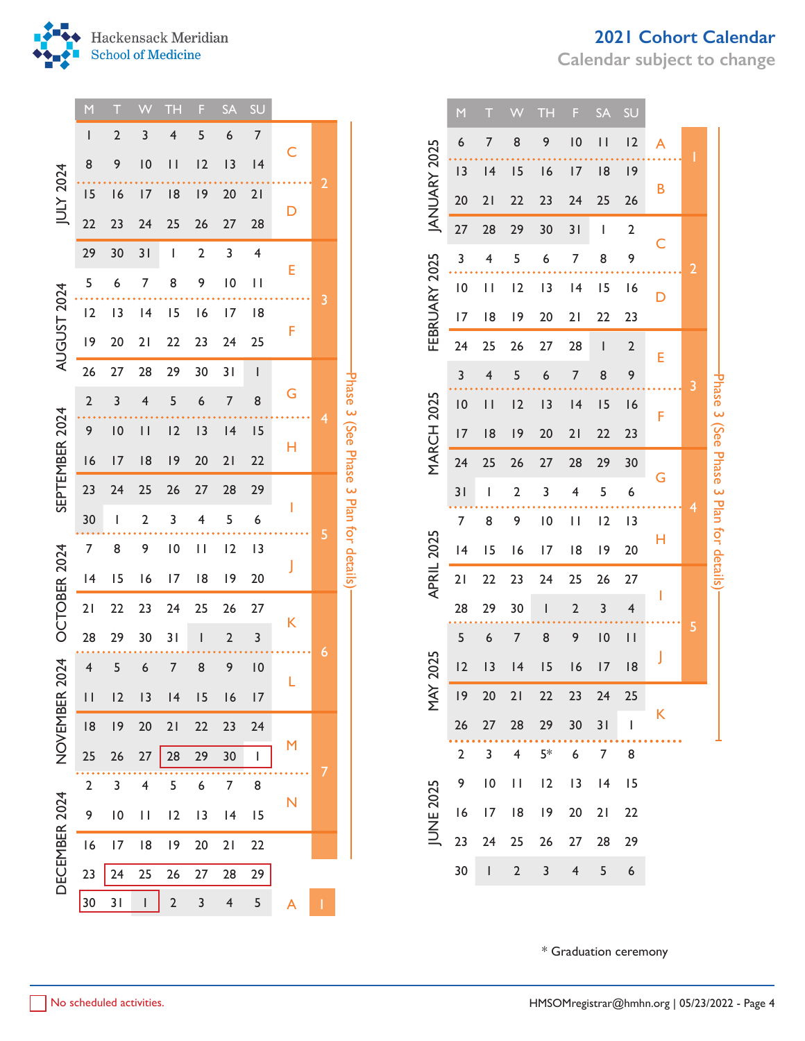# 2021 Cohort Calendar

Calendar subject to change

| Month | M | T | W | TH | F | SA | SU | Block | Period |
|---|---|---|---|---|---|---|---|---|---|
| JULY 2024 | 1 | 2 | 3 | 4 | 5 | 6 | 7 | C | 2 |
| | 8 | 9 | 10 | 11 | 12 | 13 | 14 | C | 2 |
| | 15 | 16 | 17 | 18 | 19 | 20 | 21 | D | 2 |
| | 22 | 23 | 24 | 25 | 26 | 27 | 28 | D | 2 |
| AUGUST 2024 | 29 | 30 | 31 | 1 | 2 | 3 | 4 | E | 3 |
| | 5 | 6 | 7 | 8 | 9 | 10 | 11 | E | 3 |
| | 12 | 13 | 14 | 15 | 16 | 17 | 18 | F | 3 |
| | 19 | 20 | 21 | 22 | 23 | 24 | 25 | F | 3 |
| SEPTEMBER 2024 | 26 | 27 | 28 | 29 | 30 | 31 | 1 | G | 4 |
| | 2 | 3 | 4 | 5 | 6 | 7 | 8 | G | 4 |
| | 9 | 10 | 11 | 12 | 13 | 14 | 15 | H | 4 |
| | 16 | 17 | 18 | 19 | 20 | 21 | 22 | H | 4 |
| OCTOBER 2024 | 23 | 24 | 25 | 26 | 27 | 28 | 29 | I | 5 |
| | 30 | 1 | 2 | 3 | 4 | 5 | 6 | I | 5 |
| | 7 | 8 | 9 | 10 | 11 | 12 | 13 | J | 5 |
| | 14 | 15 | 16 | 17 | 18 | 19 | 20 | J | 5 |
| NOVEMBER 2024 | 21 | 22 | 23 | 24 | 25 | 26 | 27 | K | 6 |
| | 28 | 29 | 30 | 31 | 1 | 2 | 3 | K | 6 |
| | 4 | 5 | 6 | 7 | 8 | 9 | 10 | L | 6 |
| | 11 | 12 | 13 | 14 | 15 | 16 | 17 | L | 6 |
| DECEMBER 2024 | 18 | 19 | 20 | 21 | 22 | 23 | 24 | M | 7 |
| | 25 | 26 | 27 | [28] | [29] | [30] | [1] | M | 7 |
| | 2 | 3 | 4 | 5 | 6 | 7 | 8 | N | 7 |
| | 9 | 10 | 11 | 12 | 13 | 14 | 15 | N | 7 |
| | 16 | 17 | 18 | 19 | 20 | 21 | 22 | | 7 |
| | 23 | [24] | [25] | [26] | [27] | [28] | [29] | | |
| | [30] | [31] | [1] | 2 | 3 | 4 | 5 | A | 1 |
| JANUARY 2025 | 6 | 7 | 8 | 9 | 10 | 11 | 12 | A | 1 |
| | 13 | 14 | 15 | 16 | 17 | 18 | 19 | B | 1 |
| | 20 | 21 | 22 | 23 | 24 | 25 | 26 | B | 1 |
| FEBRUARY 2025 | 27 | 28 | 29 | 30 | 31 | 1 | 2 | C | 2 |
| | 3 | 4 | 5 | 6 | 7 | 8 | 9 | C | 2 |
| | 10 | 11 | 12 | 13 | 14 | 15 | 16 | D | 2 |
| | 17 | 18 | 19 | 20 | 21 | 22 | 23 | D | 2 |
| MARCH 2025 | 24 | 25 | 26 | 27 | 28 | 1 | 2 | E | 3 |
| | 3 | 4 | 5 | 6 | 7 | 8 | 9 | E | 3 |
| | 10 | 11 | 12 | 13 | 14 | 15 | 16 | F | 3 |
| | 17 | 18 | 19 | 20 | 21 | 22 | 23 | F | 3 |
| APRIL 2025 | 24 | 25 | 26 | 27 | 28 | 29 | 30 | G | 4 |
| | 31 | 1 | 2 | 3 | 4 | 5 | 6 | G | 4 |
| | 7 | 8 | 9 | 10 | 11 | 12 | 13 | H | 4 |
| | 14 | 15 | 16 | 17 | 18 | 19 | 20 | H | 4 |
| MAY 2025 | 21 | 22 | 23 | 24 | 25 | 26 | 27 | I | 5 |
| | 28 | 29 | 30 | 1 | 2 | 3 | 4 | I | 5 |
| | 5 | 6 | 7 | 8 | 9 | 10 | 11 | J | 5 |
| | 12 | 13 | 14 | 15 | 16 | 17 | 18 | J | 5 |
| | 19 | 20 | 21 | 22 | 23 | 24 | 25 | K | |
| | 26 | 27 | 28 | 29 | 30 | 31 | 1 | K | |
| JUNE 2025 | 2 | 3 | 4 | 5* | 6 | 7 | 8 | | |
| | 9 | 10 | 11 | 12 | 13 | 14 | 15 | | |
| | 16 | 17 | 18 | 19 | 20 | 21 | 22 | | |
| | 23 | 24 | 25 | 26 | 27 | 28 | 29 | | |
| | 30 | 1 | 2 | 3 | 4 | 5 | 6 | | |

Phase 3 (See Phase 3 Plan for details) — spans July 2024 through December 22, 2024, and January 6, 2025 through June 1, 2025.

\* Graduation ceremony

[ ] No scheduled activities.

HMSOMregistrar@hmhn.org | 05/23/2022